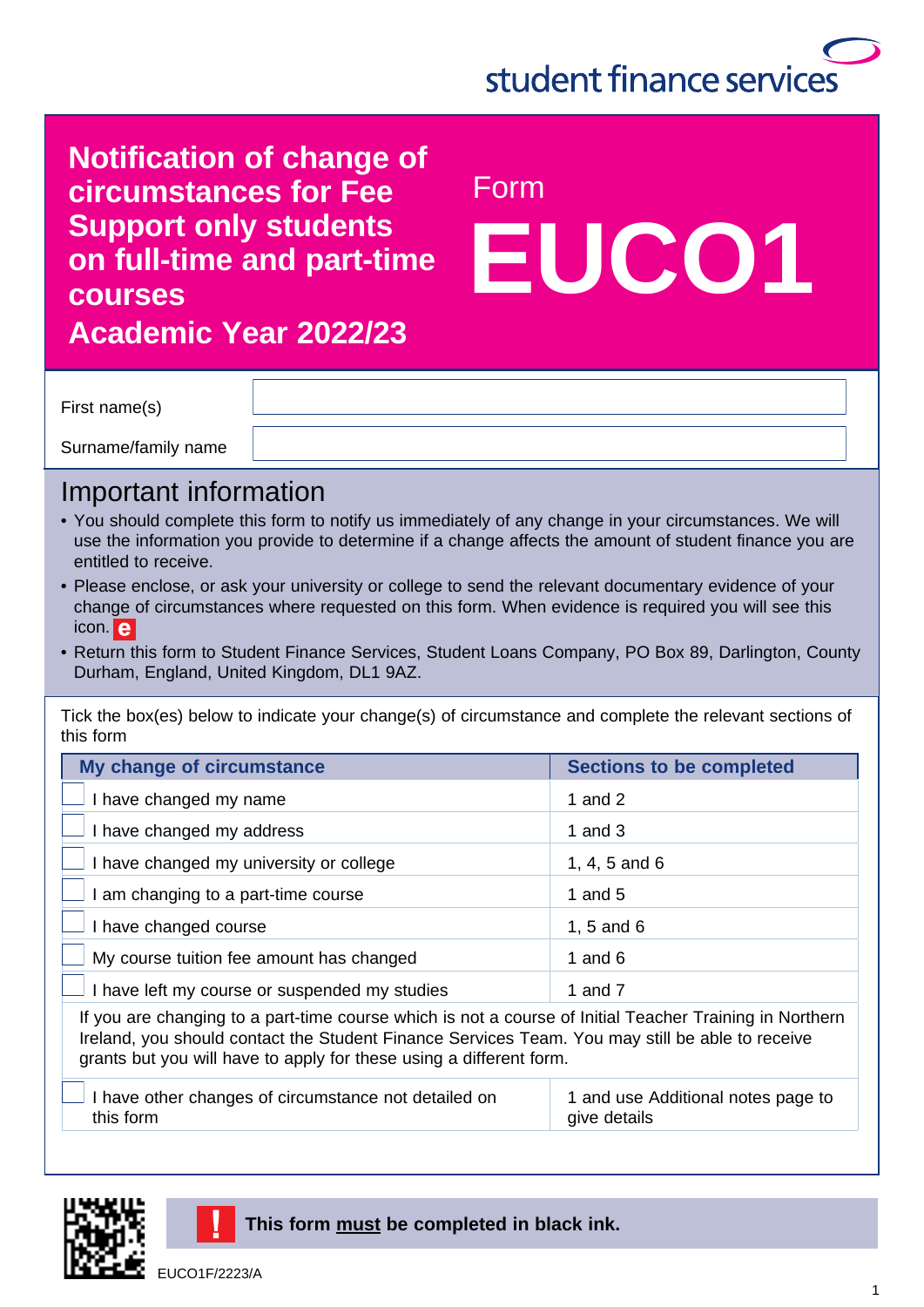student finance services

# Notification of change of circumstances for Fee Support only students on full-time and part-time courses

## Academic Year 2022/23

Form **EUCO1**

| | |
|---|---|
| First name(s) | |
| Surname/family name | |

## Important information

- You should complete this form to notify us immediately of any change in your circumstances. We will use the information you provide to determine if a change affects the amount of student finance you are entitled to receive.
- Please enclose, or ask your university or college to send the relevant documentary evidence of your change of circumstances where requested on this form. When evidence is required you will see this icon. **e**
- Return this form to Student Finance Services, Student Loans Company, PO Box 89, Darlington, County Durham, England, United Kingdom, DL1 9AZ.

Tick the box(es) below to indicate your change(s) of circumstance and complete the relevant sections of this form

| My change of circumstance | Sections to be completed |
|---|---|
| ☐ I have changed my name | 1 and 2 |
| ☐ I have changed my address | 1 and 3 |
| ☐ I have changed my university or college | 1, 4, 5 and 6 |
| ☐ I am changing to a part-time course | 1 and 5 |
| ☐ I have changed course | 1, 5 and 6 |
| ☐ My course tuition fee amount has changed | 1 and 6 |
| ☐ I have left my course or suspended my studies | 1 and 7 |

If you are changing to a part-time course which is not a course of Initial Teacher Training in Northern Ireland, you should contact the Student Finance Services Team. You may still be able to receive grants but you will have to apply for these using a different form.

| | |
|---|---|
| ☐ I have other changes of circumstance not detailed on this form | 1 and use Additional notes page to give details |

**! This form must be completed in black ink.**

EUCO1F/2223/A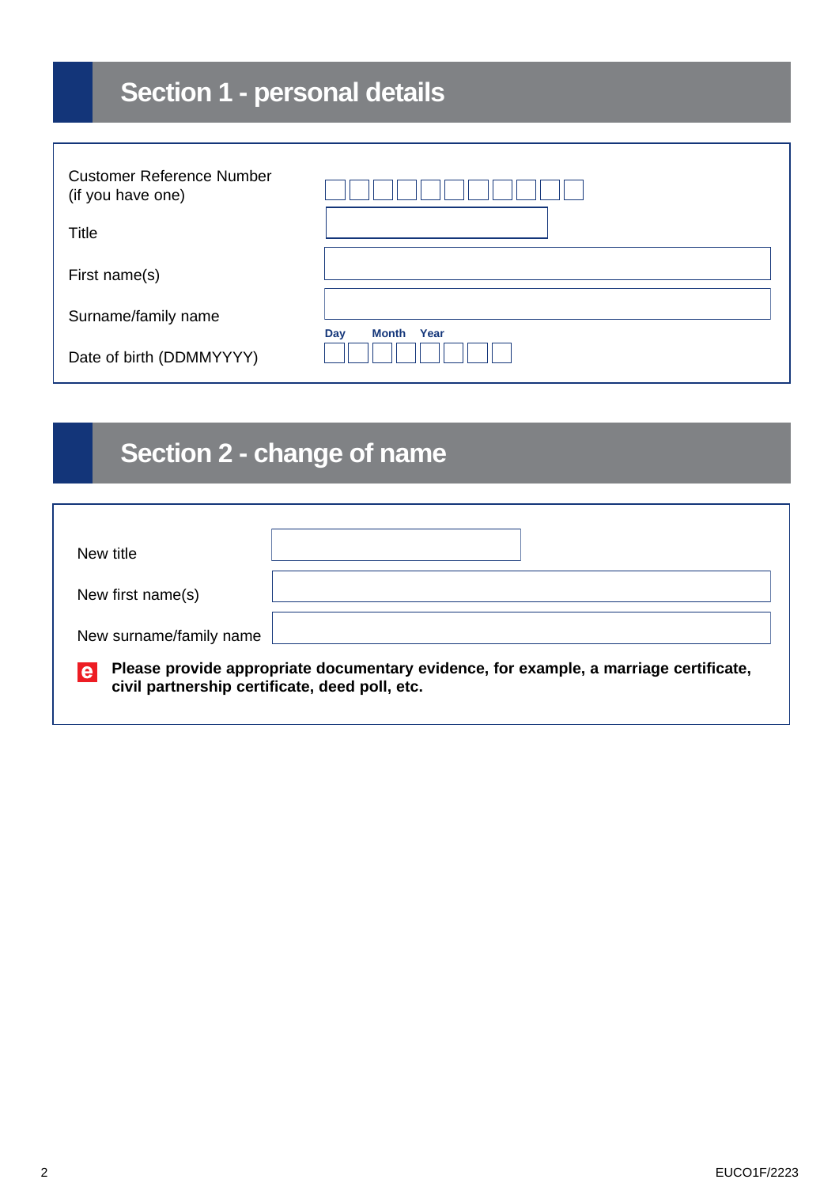## Section 1 - personal details

| | |
|---|---|
| Customer Reference Number (if you have one) | |
| Title | |
| First name(s) | |
| Surname/family name | |
| Date of birth (DDMMYYYY) | Day Month Year |

## Section 2 - change of name

| | |
|---|---|
| New title | |
| New first name(s) | |
| New surname/family name | |

**Please provide appropriate documentary evidence, for example, a marriage certificate, civil partnership certificate, deed poll, etc.**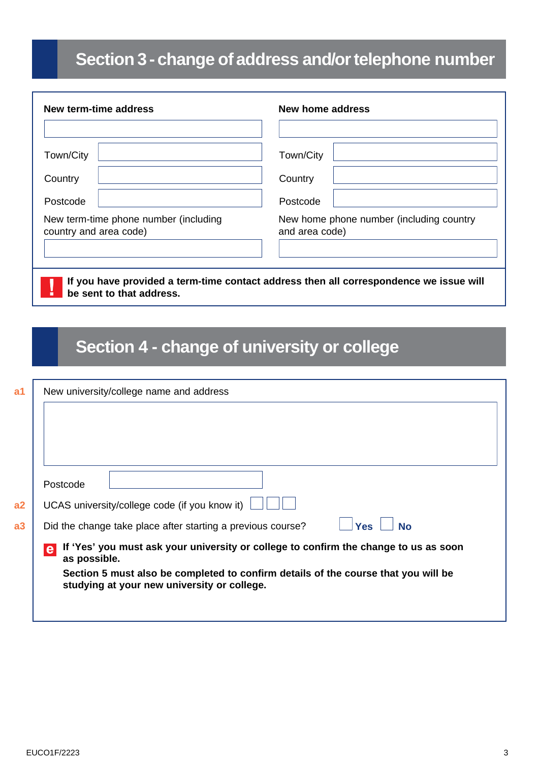# Section 3 - change of address and/or telephone number

| **New term-time address** | **New home address** |
|---|---|
| | |
| Town/City | Town/City |
| Country | Country |
| Postcode | Postcode |
| New term-time phone number (including country and area code) | New home phone number (including country and area code) |
| | |

**If you have provided a term-time contact address then all correspondence we issue will be sent to that address.**

# Section 4 - change of university or college

**a1** New university/college name and address

Postcode

**a2** UCAS university/college code (if you know it)

**a3** Did the change take place after starting a previous course? **Yes** **No**

**If 'Yes' you must ask your university or college to confirm the change to us as soon as possible.**

**Section 5 must also be completed to confirm details of the course that you will be studying at your new university or college.**

EUCO1F/2223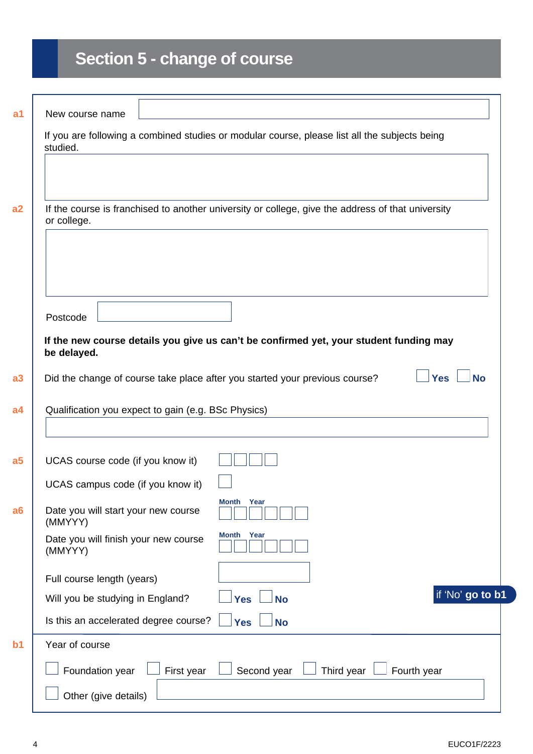# Section 5 - change of course

**a1** New course name

If you are following a combined studies or modular course, please list all the subjects being studied.

**a2** If the course is franchised to another university or college, give the address of that university or college.

Postcode

**If the new course details you give us can't be confirmed yet, your student funding may be delayed.**

**a3** Did the change of course take place after you started your previous course? ☐ **Yes** ☐ **No**

**a4** Qualification you expect to gain (e.g. BSc Physics)

**a5** UCAS course code (if you know it)

UCAS campus code (if you know it)

**a6** Date you will start your new course (MMYYY) — Month / Year

Date you will finish your new course (MMYYY) — Month / Year

Full course length (years)

Will you be studying in England? ☐ **Yes** ☐ **No** — if 'No' **go to b1**

Is this an accelerated degree course? ☐ **Yes** ☐ **No**

**b1** Year of course

☐ Foundation year ☐ First year ☐ Second year ☐ Third year ☐ Fourth year

☐ Other (give details)

EUCO1F/2223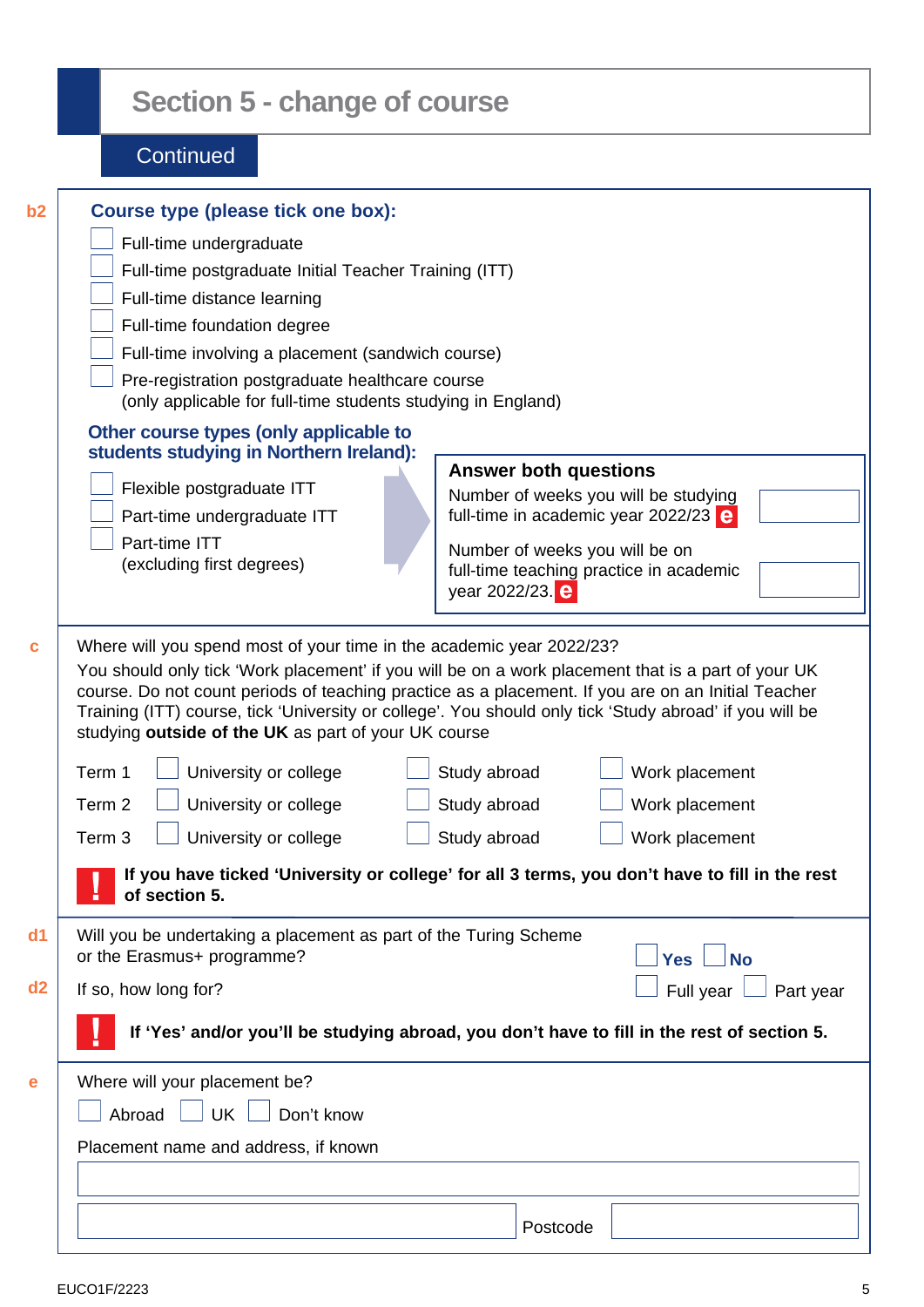## Section 5 - change of course

Continued

**b2** **Course type (please tick one box):**

- ☐ Full-time undergraduate
- ☐ Full-time postgraduate Initial Teacher Training (ITT)
- ☐ Full-time distance learning
- ☐ Full-time foundation degree
- ☐ Full-time involving a placement (sandwich course)
- ☐ Pre-registration postgraduate healthcare course (only applicable for full-time students studying in England)

**Other course types (only applicable to students studying in Northern Ireland):**

- ☐ Flexible postgraduate ITT
- ☐ Part-time undergraduate ITT
- ☐ Part-time ITT (excluding first degrees)

**Answer both questions**

Number of weeks you will be studying full-time in academic year 2022/23 e ☐

Number of weeks you will be on full-time teaching practice in academic year 2022/23. e ☐

**c** Where will you spend most of your time in the academic year 2022/23?

You should only tick 'Work placement' if you will be on a work placement that is a part of your UK course. Do not count periods of teaching practice as a placement. If you are on an Initial Teacher Training (ITT) course, tick 'University or college'. You should only tick 'Study abroad' if you will be studying **outside of the UK** as part of your UK course

| | | | |
|---|---|---|---|
| Term 1 | ☐ University or college | ☐ Study abroad | ☐ Work placement |
| Term 2 | ☐ University or college | ☐ Study abroad | ☐ Work placement |
| Term 3 | ☐ University or college | ☐ Study abroad | ☐ Work placement |

! **If you have ticked 'University or college' for all 3 terms, you don't have to fill in the rest of section 5.**

**d1** Will you be undertaking a placement as part of the Turing Scheme or the Erasmus+ programme? ☐ Yes ☐ No

**d2** If so, how long for? ☐ Full year ☐ Part year

! **If 'Yes' and/or you'll be studying abroad, you don't have to fill in the rest of section 5.**

**e** Where will your placement be?

☐ Abroad ☐ UK ☐ Don't know

Placement name and address, if known

Postcode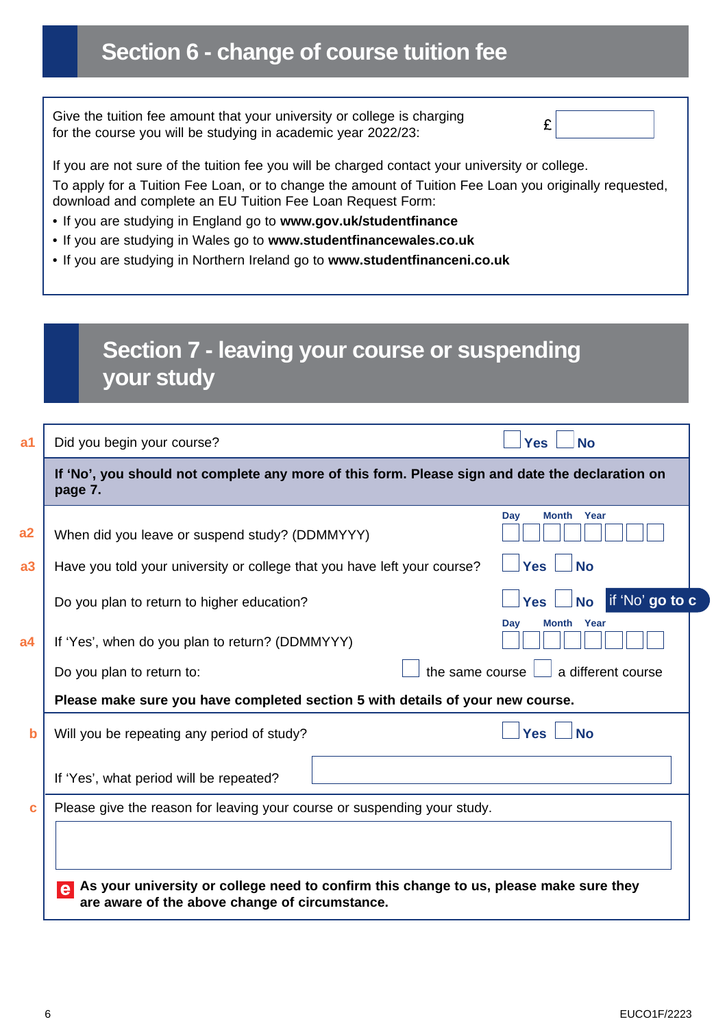## Section 6 - change of course tuition fee

Give the tuition fee amount that your university or college is charging for the course you will be studying in academic year 2022/23: £ ______

If you are not sure of the tuition fee you will be charged contact your university or college.

To apply for a Tuition Fee Loan, or to change the amount of Tuition Fee Loan you originally requested, download and complete an EU Tuition Fee Loan Request Form:

- If you are studying in England go to **www.gov.uk/studentfinance**
- If you are studying in Wales go to **www.studentfinancewales.co.uk**
- If you are studying in Northern Ireland go to **www.studentfinanceni.co.uk**

## Section 7 - leaving your course or suspending your study

**a1** Did you begin your course? ☐ **Yes** ☐ **No**

**If 'No', you should not complete any more of this form. Please sign and date the declaration on page 7.**

**a2** When did you leave or suspend study? (DDMMYYY) Day ☐☐ Month ☐☐ Year ☐☐☐☐

**a3** Have you told your university or college that you have left your course? ☐ **Yes** ☐ **No**

Do you plan to return to higher education? ☐ **Yes** ☐ **No** if 'No' **go to c**

**a4** If 'Yes', when do you plan to return? (DDMMYYY) Day ☐☐ Month ☐☐ Year ☐☐☐☐

Do you plan to return to: ☐ the same course ☐ a different course

**Please make sure you have completed section 5 with details of your new course.**

**b** Will you be repeating any period of study? ☐ **Yes** ☐ **No**

If 'Yes', what period will be repeated? ______

**c** Please give the reason for leaving your course or suspending your study.

______

**e** **As your university or college need to confirm this change to us, please make sure they are aware of the above change of circumstance.**

EUCO1F/2223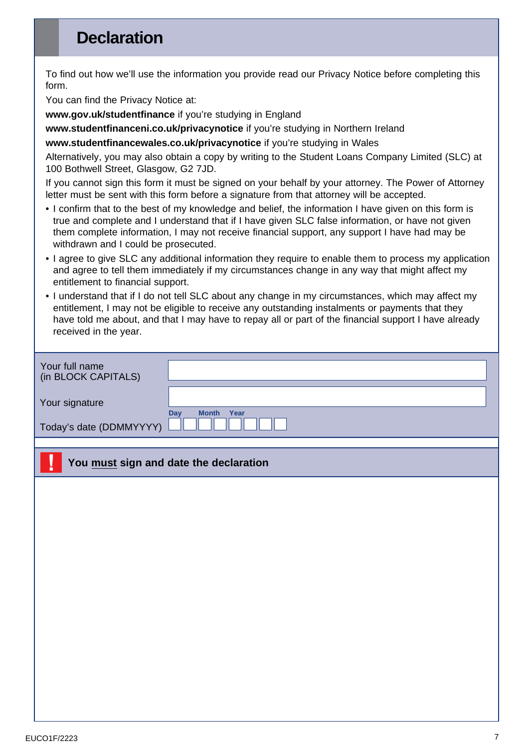# Declaration

To find out how we'll use the information you provide read our Privacy Notice before completing this form.

You can find the Privacy Notice at:

**www.gov.uk/studentfinance** if you're studying in England

**www.studentfinanceni.co.uk/privacynotice** if you're studying in Northern Ireland

**www.studentfinancewales.co.uk/privacynotice** if you're studying in Wales

Alternatively, you may also obtain a copy by writing to the Student Loans Company Limited (SLC) at 100 Bothwell Street, Glasgow, G2 7JD.

If you cannot sign this form it must be signed on your behalf by your attorney. The Power of Attorney letter must be sent with this form before a signature from that attorney will be accepted.

- I confirm that to the best of my knowledge and belief, the information I have given on this form is true and complete and I understand that if I have given SLC false information, or have not given them complete information, I may not receive financial support, any support I have had may be withdrawn and I could be prosecuted.
- I agree to give SLC any additional information they require to enable them to process my application and agree to tell them immediately if my circumstances change in any way that might affect my entitlement to financial support.
- I understand that if I do not tell SLC about any change in my circumstances, which may affect my entitlement, I may not be eligible to receive any outstanding instalments or payments that they have told me about, and that I may have to repay all or part of the financial support I have already received in the year.

| | |
|---|---|
| Your full name (in BLOCK CAPITALS) | |
| Your signature | |
| Today's date (DDMMYYYY) | Day \_ \_ Month \_ \_ Year \_ \_ \_ \_ |

**! You must sign and date the declaration**

EUCO1F/2223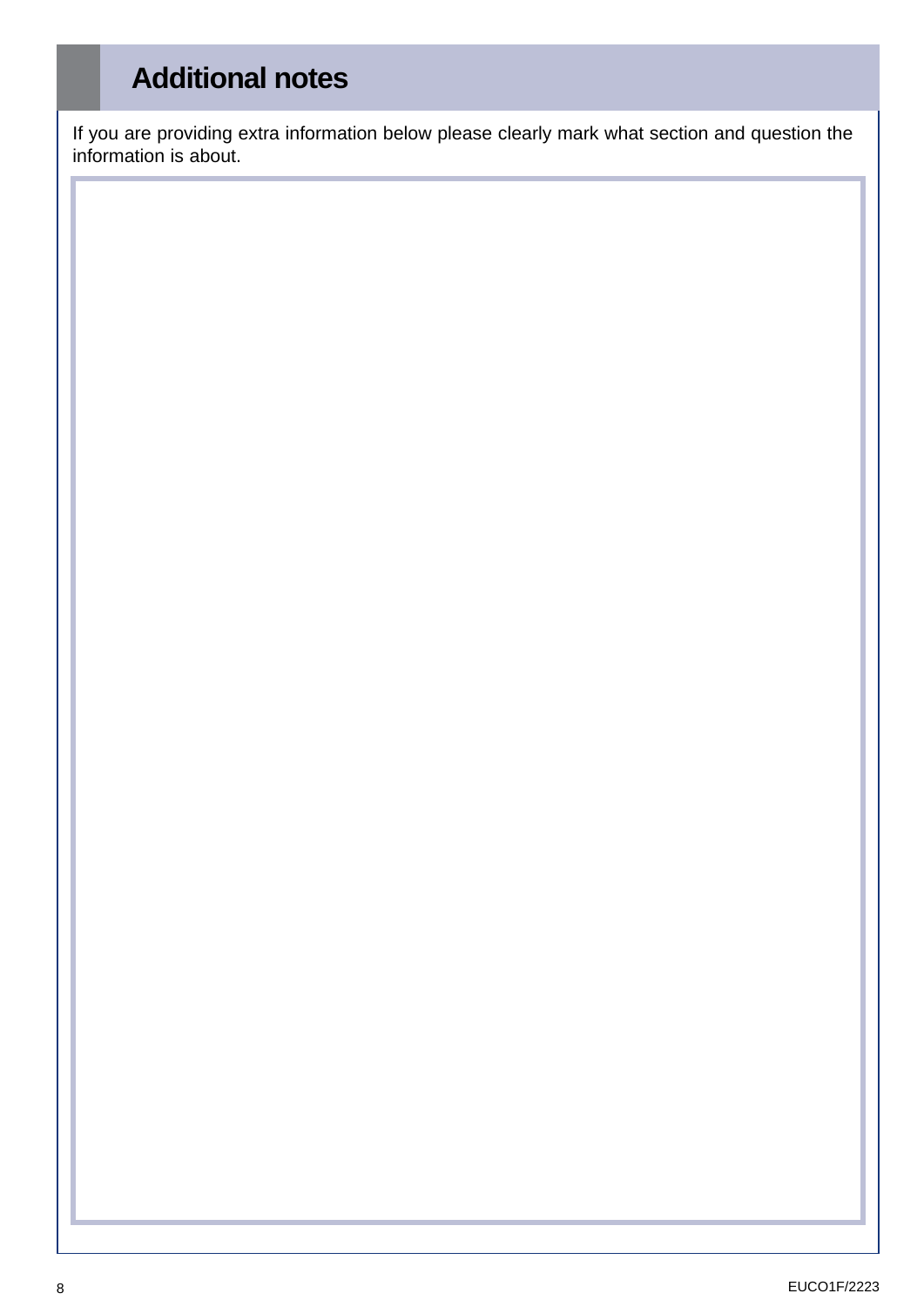## Additional notes

If you are providing extra information below please clearly mark what section and question the information is about.